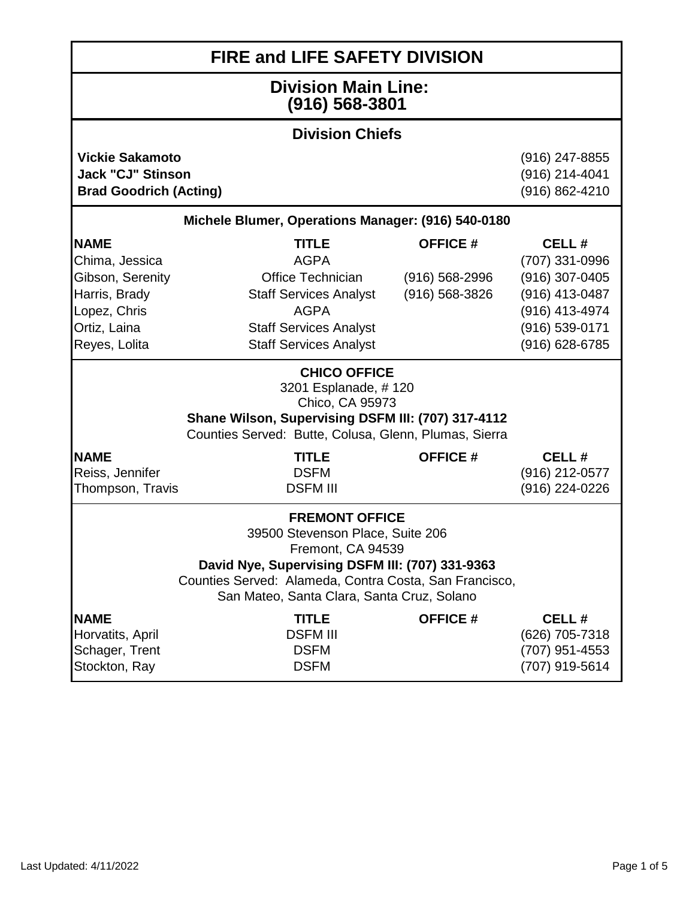# FIRE and LIFE SAFETY DIVISION

## Division Main Line:
## (916) 568-3801

### Division Chiefs

| | |
|---|---|
| **Vickie Sakamoto** | (916) 247-8855 |
| **Jack "CJ" Stinson** | (916) 214-4041 |
| **Brad Goodrich (Acting)** | (916) 862-4210 |

**Michele Blumer, Operations Manager: (916) 540-0180**

| NAME | TITLE | OFFICE # | CELL # |
|---|---|---|---|
| Chima, Jessica | AGPA | | (707) 331-0996 |
| Gibson, Serenity | Office Technician | (916) 568-2996 | (916) 307-0405 |
| Harris, Brady | Staff Services Analyst | (916) 568-3826 | (916) 413-0487 |
| Lopez, Chris | AGPA | | (916) 413-4974 |
| Ortiz, Laina | Staff Services Analyst | | (916) 539-0171 |
| Reyes, Lolita | Staff Services Analyst | | (916) 628-6785 |

**CHICO OFFICE**

3201 Esplanade, # 120
Chico, CA 95973

**Shane Wilson, Supervising DSFM III: (707) 317-4112**

Counties Served: Butte, Colusa, Glenn, Plumas, Sierra

| NAME | TITLE | OFFICE # | CELL # |
|---|---|---|---|
| Reiss, Jennifer | DSFM | | (916) 212-0577 |
| Thompson, Travis | DSFM III | | (916) 224-0226 |

**FREMONT OFFICE**

39500 Stevenson Place, Suite 206
Fremont, CA 94539

**David Nye, Supervising DSFM III: (707) 331-9363**

Counties Served: Alameda, Contra Costa, San Francisco, San Mateo, Santa Clara, Santa Cruz, Solano

| NAME | TITLE | OFFICE # | CELL # |
|---|---|---|---|
| Horvatits, April | DSFM III | | (626) 705-7318 |
| Schager, Trent | DSFM | | (707) 951-4553 |
| Stockton, Ray | DSFM | | (707) 919-5614 |

Last Updated: 4/11/2022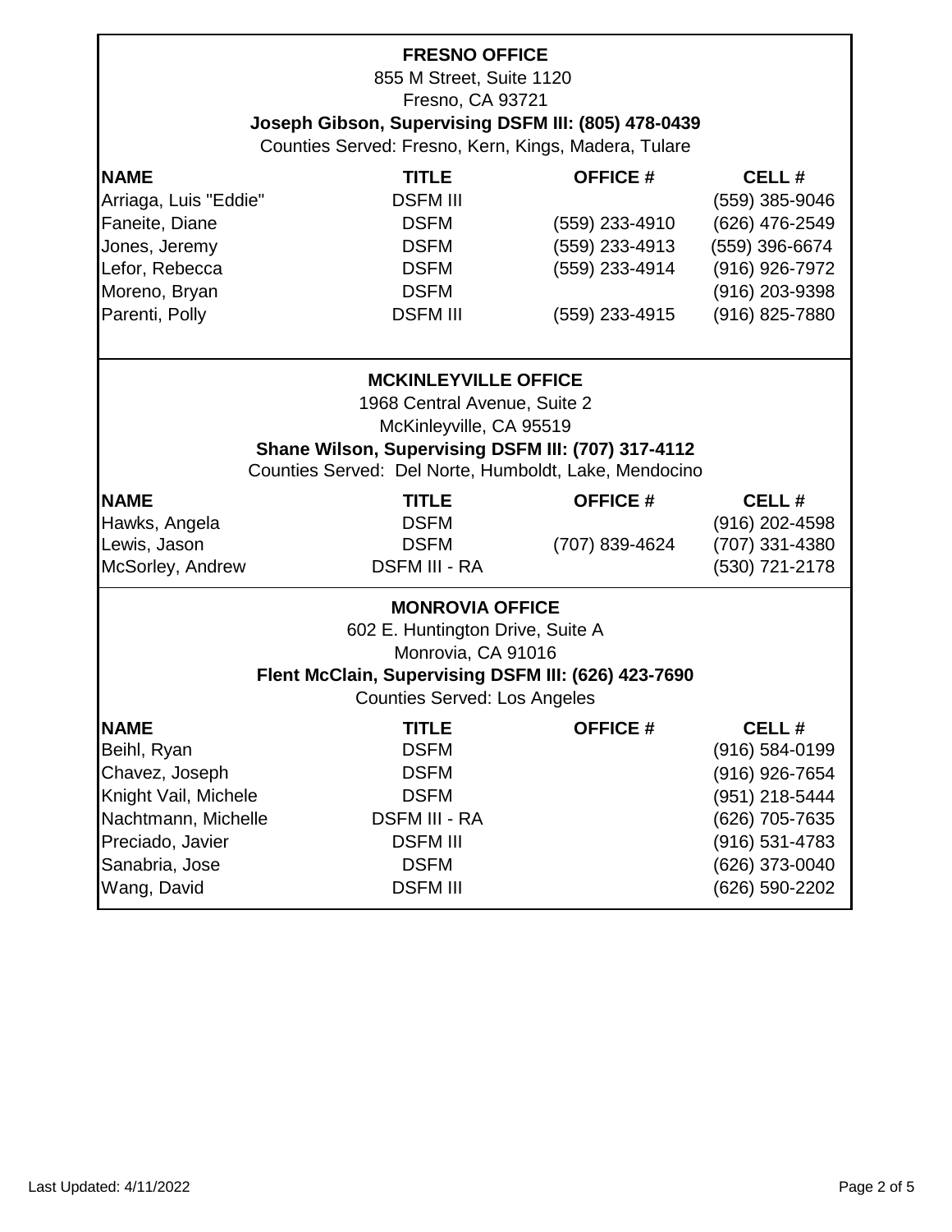## FRESNO OFFICE

855 M Street, Suite 1120
Fresno, CA 93721
**Joseph Gibson, Supervising DSFM III: (805) 478-0439**
Counties Served: Fresno, Kern, Kings, Madera, Tulare

| NAME | TITLE | OFFICE # | CELL # |
|---|---|---|---|
| Arriaga, Luis "Eddie" | DSFM III | | (559) 385-9046 |
| Faneite, Diane | DSFM | (559) 233-4910 | (626) 476-2549 |
| Jones, Jeremy | DSFM | (559) 233-4913 | (559) 396-6674 |
| Lefor, Rebecca | DSFM | (559) 233-4914 | (916) 926-7972 |
| Moreno, Bryan | DSFM | | (916) 203-9398 |
| Parenti, Polly | DSFM III | (559) 233-4915 | (916) 825-7880 |

## MCKINLEYVILLE OFFICE

1968 Central Avenue, Suite 2
McKinleyville, CA 95519
**Shane Wilson, Supervising DSFM III: (707) 317-4112**
Counties Served: Del Norte, Humboldt, Lake, Mendocino

| NAME | TITLE | OFFICE # | CELL # |
|---|---|---|---|
| Hawks, Angela | DSFM | | (916) 202-4598 |
| Lewis, Jason | DSFM | (707) 839-4624 | (707) 331-4380 |
| McSorley, Andrew | DSFM III - RA | | (530) 721-2178 |

## MONROVIA OFFICE

602 E. Huntington Drive, Suite A
Monrovia, CA 91016
**Flent McClain, Supervising DSFM III: (626) 423-7690**
Counties Served: Los Angeles

| NAME | TITLE | OFFICE # | CELL # |
|---|---|---|---|
| Beihl, Ryan | DSFM | | (916) 584-0199 |
| Chavez, Joseph | DSFM | | (916) 926-7654 |
| Knight Vail, Michele | DSFM | | (951) 218-5444 |
| Nachtmann, Michelle | DSFM III - RA | | (626) 705-7635 |
| Preciado, Javier | DSFM III | | (916) 531-4783 |
| Sanabria, Jose | DSFM | | (626) 373-0040 |
| Wang, David | DSFM III | | (626) 590-2202 |

Last Updated: 4/11/2022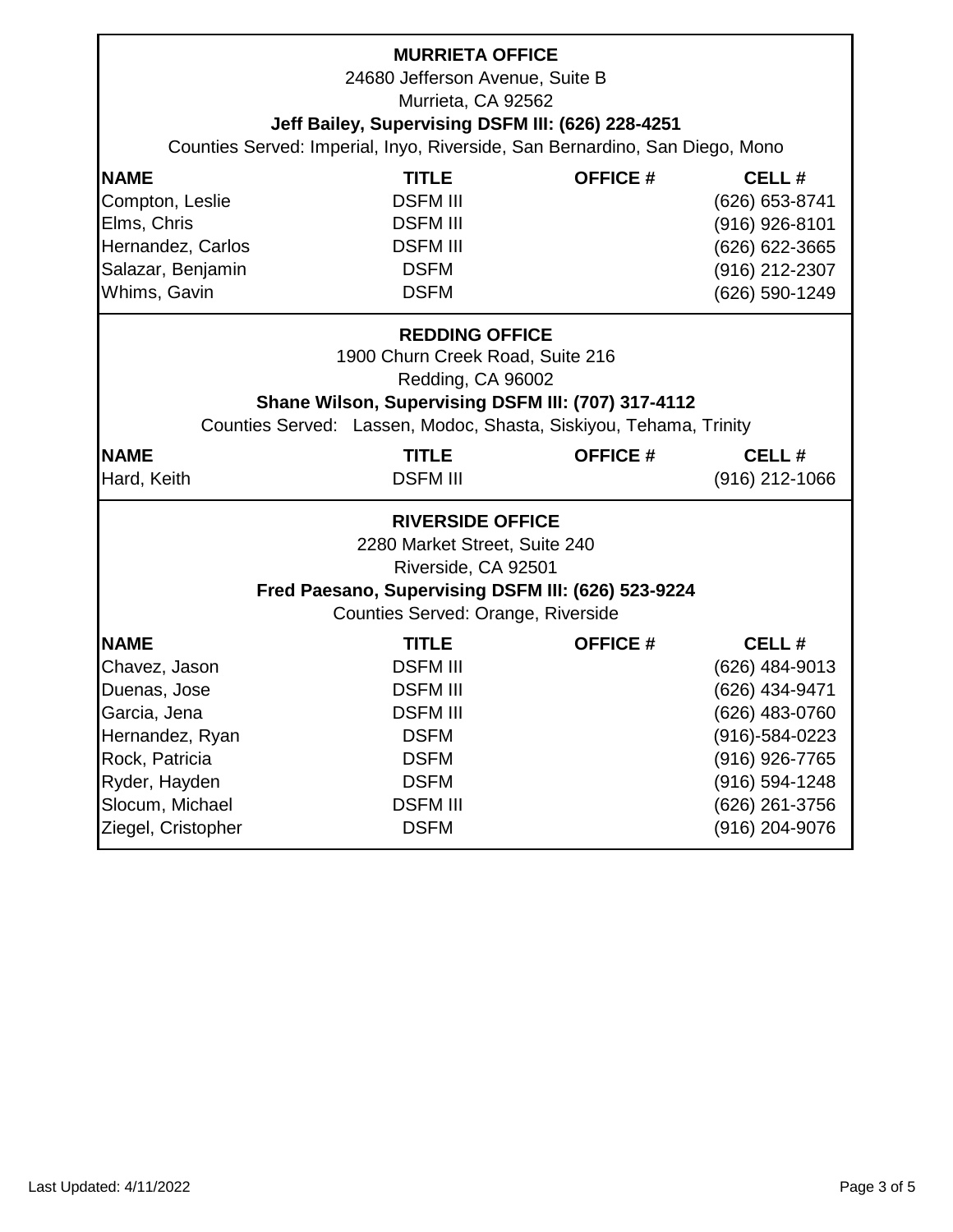## MURRIETA OFFICE

24680 Jefferson Avenue, Suite B
Murrieta, CA 92562

**Jeff Bailey, Supervising DSFM III: (626) 228-4251**

Counties Served: Imperial, Inyo, Riverside, San Bernardino, San Diego, Mono

| NAME | TITLE | OFFICE # | CELL # |
|---|---|---|---|
| Compton, Leslie | DSFM III | | (626) 653-8741 |
| Elms, Chris | DSFM III | | (916) 926-8101 |
| Hernandez, Carlos | DSFM III | | (626) 622-3665 |
| Salazar, Benjamin | DSFM | | (916) 212-2307 |
| Whims, Gavin | DSFM | | (626) 590-1249 |

## REDDING OFFICE

1900 Churn Creek Road, Suite 216
Redding, CA 96002

**Shane Wilson, Supervising DSFM III: (707) 317-4112**

Counties Served: Lassen, Modoc, Shasta, Siskiyou, Tehama, Trinity

| NAME | TITLE | OFFICE # | CELL # |
|---|---|---|---|
| Hard, Keith | DSFM III | | (916) 212-1066 |

## RIVERSIDE OFFICE

2280 Market Street, Suite 240
Riverside, CA 92501

**Fred Paesano, Supervising DSFM III: (626) 523-9224**

Counties Served: Orange, Riverside

| NAME | TITLE | OFFICE # | CELL # |
|---|---|---|---|
| Chavez, Jason | DSFM III | | (626) 484-9013 |
| Duenas, Jose | DSFM III | | (626) 434-9471 |
| Garcia, Jena | DSFM III | | (626) 483-0760 |
| Hernandez, Ryan | DSFM | | (916)-584-0223 |
| Rock, Patricia | DSFM | | (916) 926-7765 |
| Ryder, Hayden | DSFM | | (916) 594-1248 |
| Slocum, Michael | DSFM III | | (626) 261-3756 |
| Ziegel, Cristopher | DSFM | | (916) 204-9076 |

Last Updated: 4/11/2022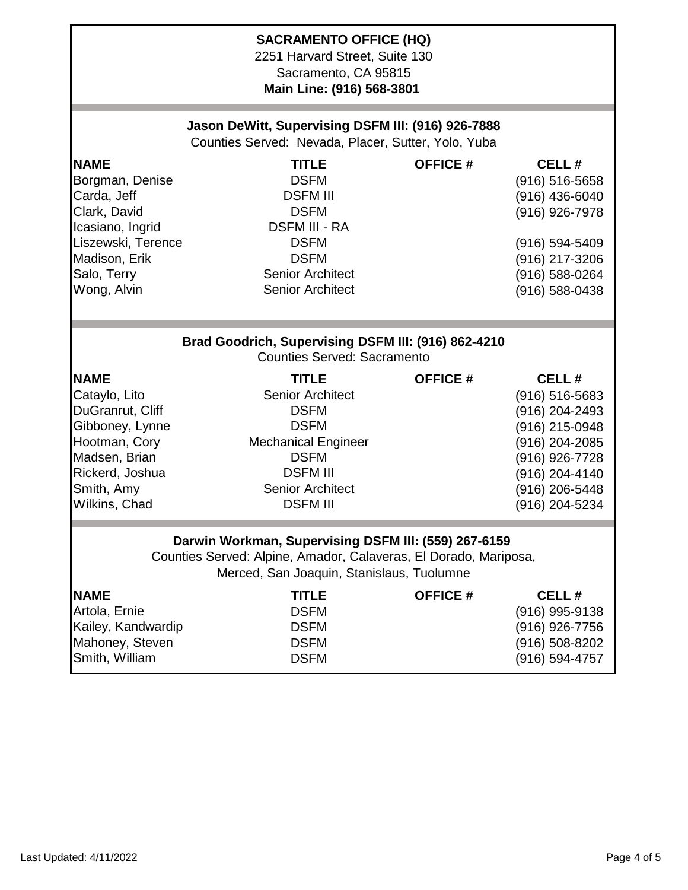## SACRAMENTO OFFICE (HQ)

2251 Harvard Street, Suite 130
Sacramento, CA 95815
**Main Line: (916) 568-3801**

### Jason DeWitt, Supervising DSFM III: (916) 926-7888

Counties Served: Nevada, Placer, Sutter, Yolo, Yuba

| NAME | TITLE | OFFICE # | CELL # |
|---|---|---|---|
| Borgman, Denise | DSFM | | (916) 516-5658 |
| Carda, Jeff | DSFM III | | (916) 436-6040 |
| Clark, David | DSFM | | (916) 926-7978 |
| Icasiano, Ingrid | DSFM III - RA | | |
| Liszewski, Terence | DSFM | | (916) 594-5409 |
| Madison, Erik | DSFM | | (916) 217-3206 |
| Salo, Terry | Senior Architect | | (916) 588-0264 |
| Wong, Alvin | Senior Architect | | (916) 588-0438 |

### Brad Goodrich, Supervising DSFM III: (916) 862-4210

Counties Served: Sacramento

| NAME | TITLE | OFFICE # | CELL # |
|---|---|---|---|
| Cataylo, Lito | Senior Architect | | (916) 516-5683 |
| DuGranrut, Cliff | DSFM | | (916) 204-2493 |
| Gibboney, Lynne | DSFM | | (916) 215-0948 |
| Hootman, Cory | Mechanical Engineer | | (916) 204-2085 |
| Madsen, Brian | DSFM | | (916) 926-7728 |
| Rickerd, Joshua | DSFM III | | (916) 204-4140 |
| Smith, Amy | Senior Architect | | (916) 206-5448 |
| Wilkins, Chad | DSFM III | | (916) 204-5234 |

### Darwin Workman, Supervising DSFM III: (559) 267-6159

Counties Served: Alpine, Amador, Calaveras, El Dorado, Mariposa, Merced, San Joaquin, Stanislaus, Tuolumne

| NAME | TITLE | OFFICE # | CELL # |
|---|---|---|---|
| Artola, Ernie | DSFM | | (916) 995-9138 |
| Kailey, Kandwardip | DSFM | | (916) 926-7756 |
| Mahoney, Steven | DSFM | | (916) 508-8202 |
| Smith, William | DSFM | | (916) 594-4757 |

Last Updated: 4/11/2022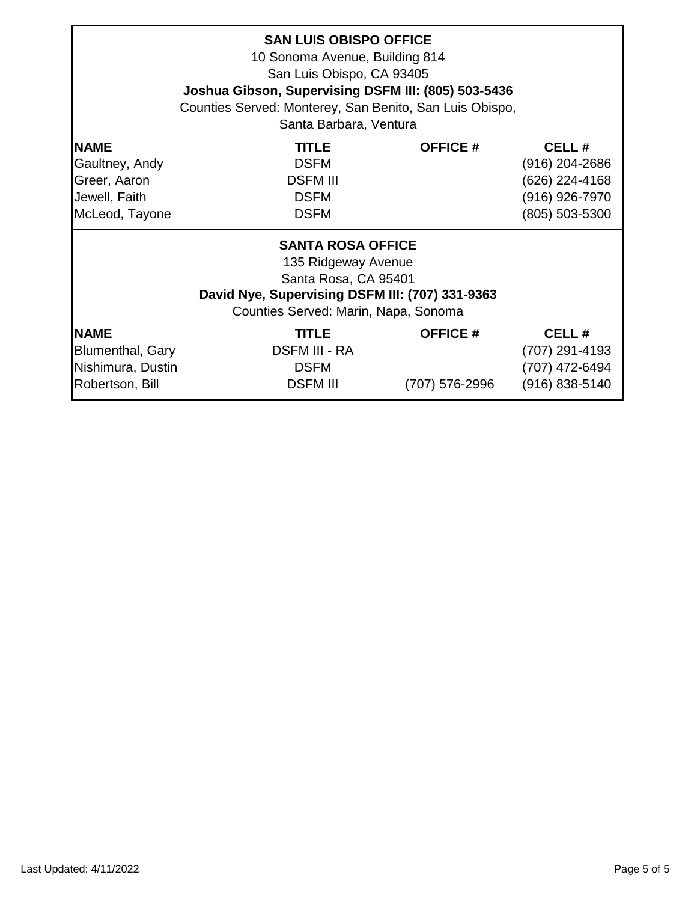## SAN LUIS OBISPO OFFICE

10 Sonoma Avenue, Building 814
San Luis Obispo, CA 93405

**Joshua Gibson, Supervising DSFM III: (805) 503-5436**

Counties Served: Monterey, San Benito, San Luis Obispo, Santa Barbara, Ventura

| NAME | TITLE | OFFICE # | CELL # |
|---|---|---|---|
| Gaultney, Andy | DSFM | | (916) 204-2686 |
| Greer, Aaron | DSFM III | | (626) 224-4168 |
| Jewell, Faith | DSFM | | (916) 926-7970 |
| McLeod, Tayone | DSFM | | (805) 503-5300 |

## SANTA ROSA OFFICE

135 Ridgeway Avenue
Santa Rosa, CA 95401

**David Nye, Supervising DSFM III: (707) 331-9363**

Counties Served: Marin, Napa, Sonoma

| NAME | TITLE | OFFICE # | CELL # |
|---|---|---|---|
| Blumenthal, Gary | DSFM III - RA | | (707) 291-4193 |
| Nishimura, Dustin | DSFM | | (707) 472-6494 |
| Robertson, Bill | DSFM III | (707) 576-2996 | (916) 838-5140 |

Last Updated: 4/11/2022